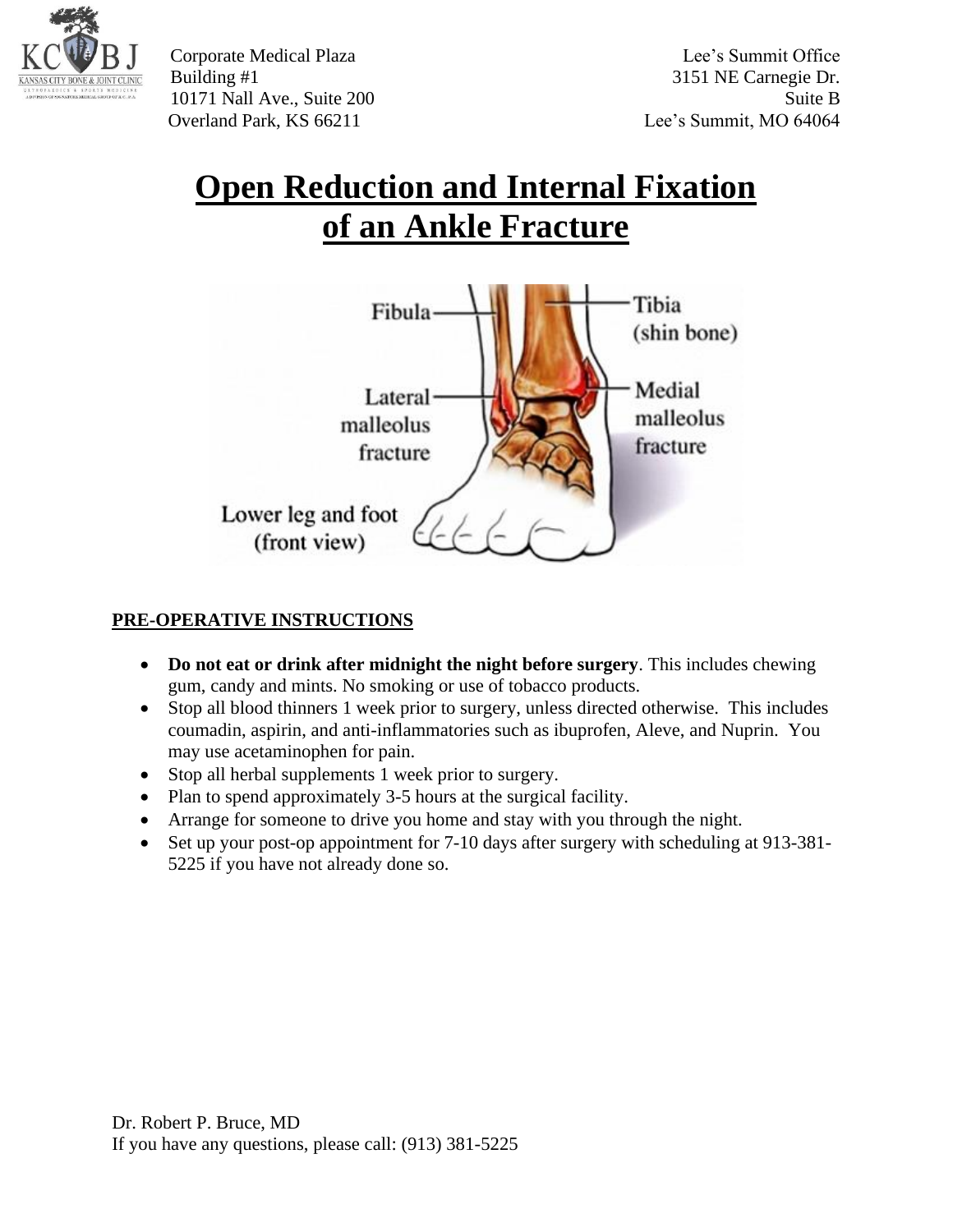Corporate Medical Plaza
Building #1
10171 Nall Ave., Suite 200
Overland Park, KS 66211

Lee's Summit Office
3151 NE Carnegie Dr.
Suite B
Lee's Summit, MO 64064

# Open Reduction and Internal Fixation of an Ankle Fracture

## PRE-OPERATIVE INSTRUCTIONS

- **Do not eat or drink after midnight the night before surgery**. This includes chewing gum, candy and mints. No smoking or use of tobacco products.
- Stop all blood thinners 1 week prior to surgery, unless directed otherwise. This includes coumadin, aspirin, and anti-inflammatories such as ibuprofen, Aleve, and Nuprin. You may use acetaminophen for pain.
- Stop all herbal supplements 1 week prior to surgery.
- Plan to spend approximately 3-5 hours at the surgical facility.
- Arrange for someone to drive you home and stay with you through the night.
- Set up your post-op appointment for 7-10 days after surgery with scheduling at 913-381-5225 if you have not already done so.

Dr. Robert P. Bruce, MD
If you have any questions, please call: (913) 381-5225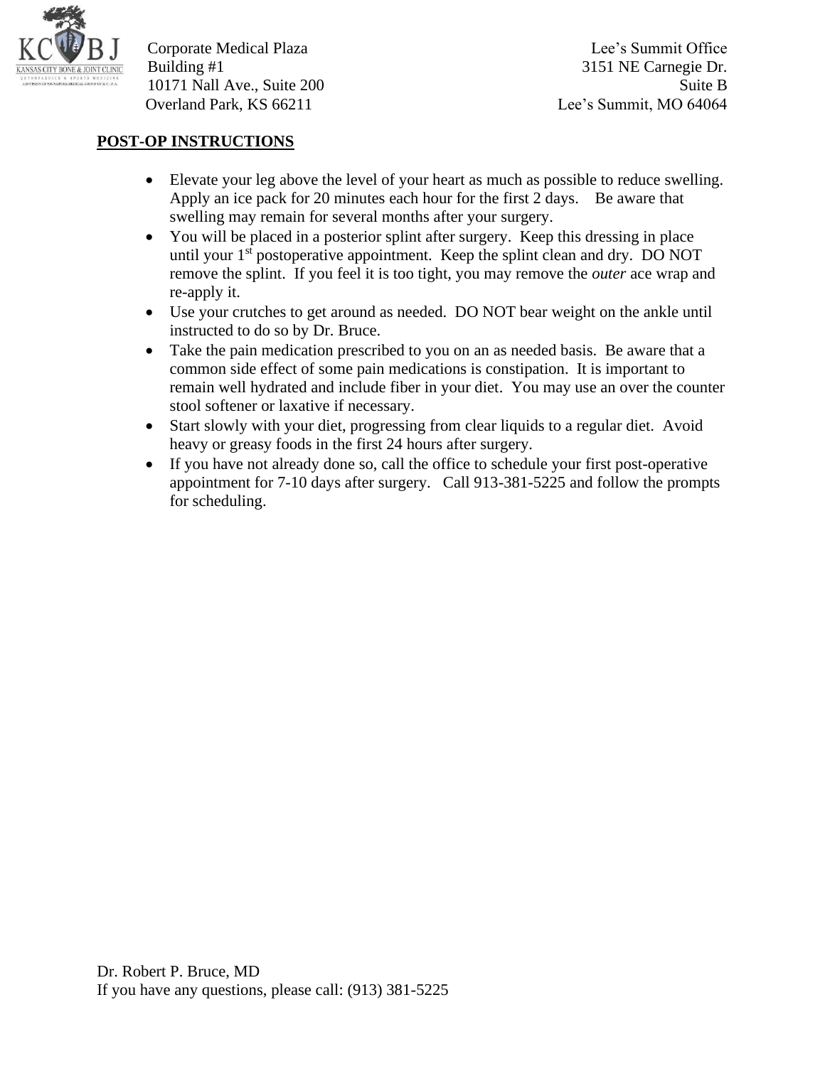Corporate Medical Plaza
Building #1
10171 Nall Ave., Suite 200
Overland Park, KS 66211

Lee's Summit Office
3151 NE Carnegie Dr.
Suite B
Lee's Summit, MO 64064

**POST-OP INSTRUCTIONS**

- Elevate your leg above the level of your heart as much as possible to reduce swelling. Apply an ice pack for 20 minutes each hour for the first 2 days. Be aware that swelling may remain for several months after your surgery.
- You will be placed in a posterior splint after surgery. Keep this dressing in place until your 1st postoperative appointment. Keep the splint clean and dry. DO NOT remove the splint. If you feel it is too tight, you may remove the *outer* ace wrap and re-apply it.
- Use your crutches to get around as needed. DO NOT bear weight on the ankle until instructed to do so by Dr. Bruce.
- Take the pain medication prescribed to you on an as needed basis. Be aware that a common side effect of some pain medications is constipation. It is important to remain well hydrated and include fiber in your diet. You may use an over the counter stool softener or laxative if necessary.
- Start slowly with your diet, progressing from clear liquids to a regular diet. Avoid heavy or greasy foods in the first 24 hours after surgery.
- If you have not already done so, call the office to schedule your first post-operative appointment for 7-10 days after surgery. Call 913-381-5225 and follow the prompts for scheduling.

Dr. Robert P. Bruce, MD
If you have any questions, please call: (913) 381-5225